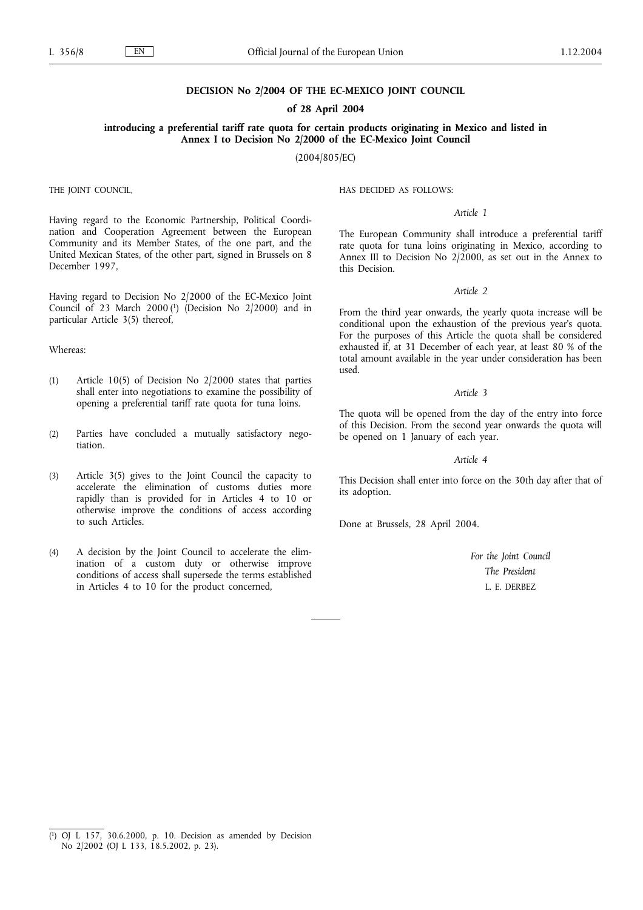# DECISION No 2/2004 OF THE EC-MEXICO JOINT COUNCIL

## of 28 April 2004

## introducing a preferential tariff rate quota for certain products originating in Mexico and listed in Annex I to Decision No 2/2000 of the EC-Mexico Joint Council

(2004/805/EC)

THE JOINT COUNCIL,

Having regard to the Economic Partnership, Political Coordination and Cooperation Agreement between the European Community and its Member States, of the one part, and the United Mexican States, of the other part, signed in Brussels on 8 December 1997,

Having regard to Decision No 2/2000 of the EC-Mexico Joint Council of 23 March 2000 [1] (Decision No 2/2000) and in particular Article 3(5) thereof,

Whereas:

(1) Article 10(5) of Decision No 2/2000 states that parties shall enter into negotiations to examine the possibility of opening a preferential tariff rate quota for tuna loins.

(2) Parties have concluded a mutually satisfactory negotiation.

(3) Article 3(5) gives to the Joint Council the capacity to accelerate the elimination of customs duties more rapidly than is provided for in Articles 4 to 10 or otherwise improve the conditions of access according to such Articles.

(4) A decision by the Joint Council to accelerate the elimination of a custom duty or otherwise improve conditions of access shall supersede the terms established in Articles 4 to 10 for the product concerned,

HAS DECIDED AS FOLLOWS:

*Article 1*

The European Community shall introduce a preferential tariff rate quota for tuna loins originating in Mexico, according to Annex III to Decision No 2/2000, as set out in the Annex to this Decision.

*Article 2*

From the third year onwards, the yearly quota increase will be conditional upon the exhaustion of the previous year's quota. For the purposes of this Article the quota shall be considered exhausted if, at 31 December of each year, at least 80 % of the total amount available in the year under consideration has been used.

*Article 3*

The quota will be opened from the day of the entry into force of this Decision. From the second year onwards the quota will be opened on 1 January of each year.

*Article 4*

This Decision shall enter into force on the 30th day after that of its adoption.

Done at Brussels, 28 April 2004.

*For the Joint Council*

*The President*

L. E. DERBEZ

---

[1] OJ L 157, 30.6.2000, p. 10. Decision as amended by Decision No 2/2002 (OJ L 133, 18.5.2002, p. 23).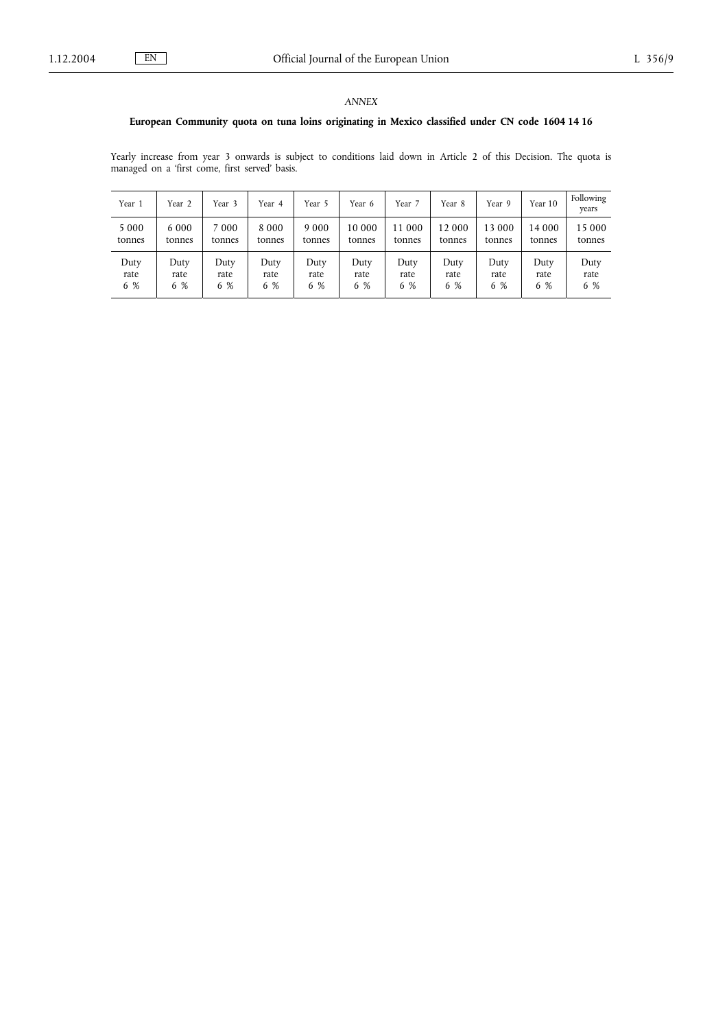*ANNEX*

**European Community quota on tuna loins originating in Mexico classified under CN code 1604 14 16**

Yearly increase from year 3 onwards is subject to conditions laid down in Article 2 of this Decision. The quota is managed on a 'first come, first served' basis.

| Year 1 | Year 2 | Year 3 | Year 4 | Year 5 | Year 6 | Year 7 | Year 8 | Year 9 | Year 10 | Following years |
|---|---|---|---|---|---|---|---|---|---|---|
| 5 000 tonnes | 6 000 tonnes | 7 000 tonnes | 8 000 tonnes | 9 000 tonnes | 10 000 tonnes | 11 000 tonnes | 12 000 tonnes | 13 000 tonnes | 14 000 tonnes | 15 000 tonnes |
| Duty rate 6 % | Duty rate 6 % | Duty rate 6 % | Duty rate 6 % | Duty rate 6 % | Duty rate 6 % | Duty rate 6 % | Duty rate 6 % | Duty rate 6 % | Duty rate 6 % | Duty rate 6 % |